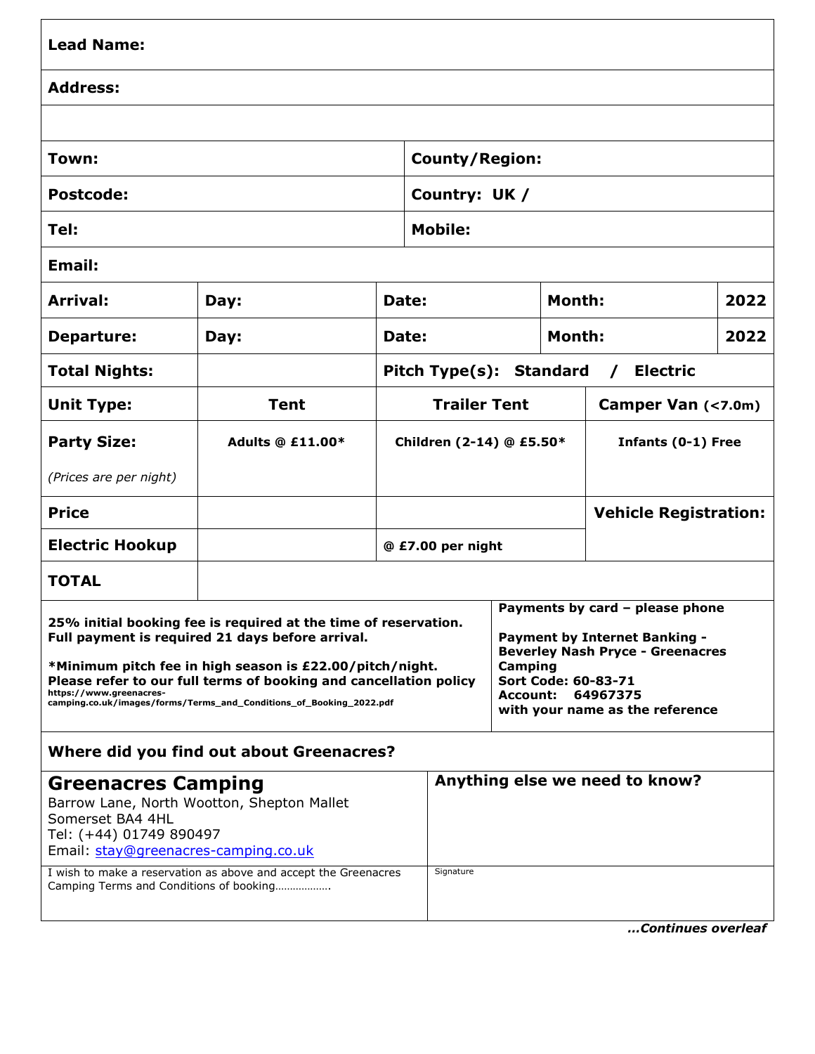| **Lead Name:** | | | | | |
|---|---|---|---|---|---|
| **Address:** | | | | | |
| | | | | | |
| **Town:** | | | **County/Region:** | | |
| **Postcode:** | | | **Country: UK /** | | |
| **Tel:** | | | **Mobile:** | | |
| **Email:** | | | | | |
| **Arrival:** | **Day:** | **Date:** | | **Month:** | **2022** |
| **Departure:** | **Day:** | **Date:** | | **Month:** | **2022** |
| **Total Nights:** | | **Pitch Type(s): Standard / Electric** | | | |
| **Unit Type:** | **Tent** | **Trailer Tent** | | **Camper Van (<7.0m)** | |
| **Party Size:** *(Prices are per night)* | **Adults @ £11.00*** | **Children (2-14) @ £5.50*** | | **Infants (0-1) Free** | |
| **Price** | | | | **Vehicle Registration:** | |
| **Electric Hookup** | | **@ £7.00 per night** | | | |
| **TOTAL** | | | | | |

**25% initial booking fee is required at the time of reservation.**
**Full payment is required 21 days before arrival.**

***Minimum pitch fee in high season is £22.00/pitch/night.**
**Please refer to our full terms of booking and cancellation policy**
**https://www.greenacres-camping.co.uk/images/forms/Terms_and_Conditions_of_Booking_2022.pdf**

**Payments by card – please phone**

**Payment by Internet Banking - Beverley Nash Pryce - Greenacres Camping**
**Sort Code: 60-83-71**
**Account: 64967375**
**with your name as the reference**

**Where did you find out about Greenacres?**

## Greenacres Camping

Barrow Lane, North Wootton, Shepton Mallet
Somerset BA4 4HL
Tel: (+44) 01749 890497
Email: stay@greenacres-camping.co.uk

**Anything else we need to know?**

I wish to make a reservation as above and accept the Greenacres Camping Terms and Conditions of booking……………….

Signature

***…Continues overleaf***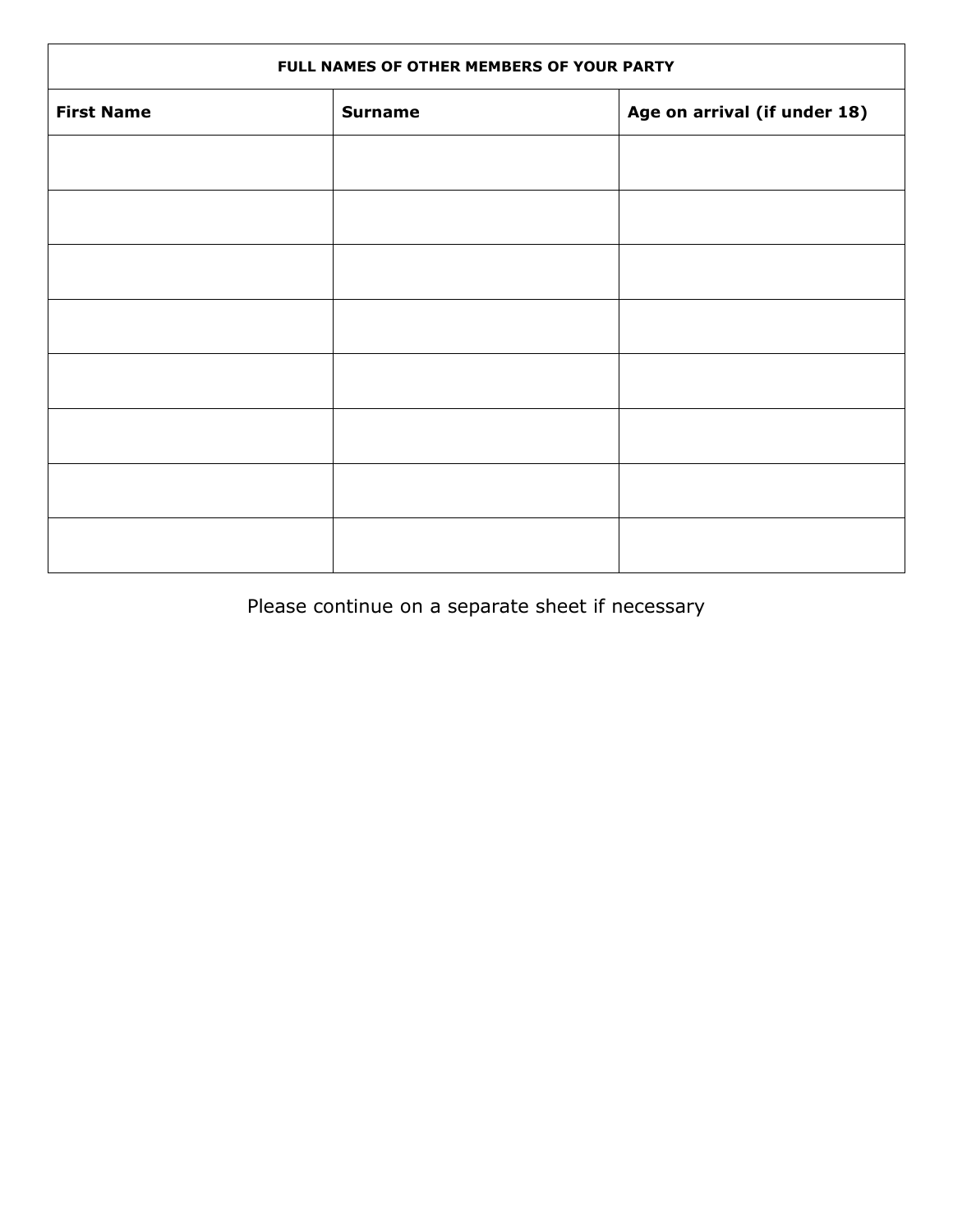| FULL NAMES OF OTHER MEMBERS OF YOUR PARTY | | |
|---|---|---|
| **First Name** | **Surname** | **Age on arrival (if under 18)** |
| | | |
| | | |
| | | |
| | | |
| | | |
| | | |
| | | |
| | | |

Please continue on a separate sheet if necessary